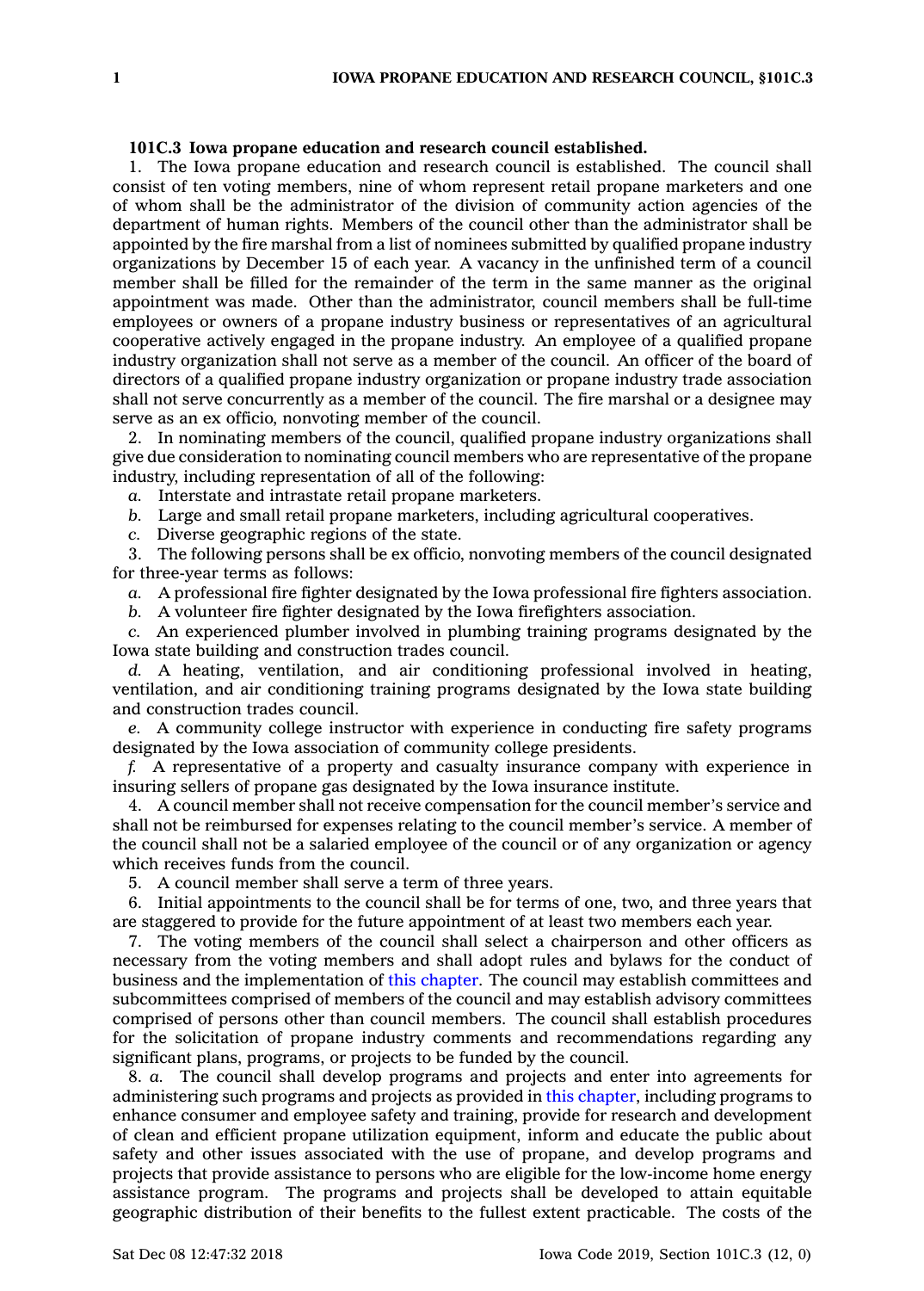**101C.3 Iowa propane education and research council established.**

1. The Iowa propane education and research council is established. The council shall consist of ten voting members, nine of whom represent retail propane marketers and one of whom shall be the administrator of the division of community action agencies of the department of human rights. Members of the council other than the administrator shall be appointed by the fire marshal from a list of nominees submitted by qualified propane industry organizations by December 15 of each year. A vacancy in the unfinished term of a council member shall be filled for the remainder of the term in the same manner as the original appointment was made. Other than the administrator, council members shall be full-time employees or owners of a propane industry business or representatives of an agricultural cooperative actively engaged in the propane industry. An employee of a qualified propane industry organization shall not serve as a member of the council. An officer of the board of directors of a qualified propane industry organization or propane industry trade association shall not serve concurrently as a member of the council. The fire marshal or a designee may serve as an ex officio, nonvoting member of the council.

2. In nominating members of the council, qualified propane industry organizations shall give due consideration to nominating council members who are representative of the propane industry, including representation of all of the following:

*a.* Interstate and intrastate retail propane marketers.

*b.* Large and small retail propane marketers, including agricultural cooperatives.

*c.* Diverse geographic regions of the state.

3. The following persons shall be ex officio, nonvoting members of the council designated for three-year terms as follows:

*a.* A professional fire fighter designated by the Iowa professional fire fighters association.

*b.* A volunteer fire fighter designated by the Iowa firefighters association.

*c.* An experienced plumber involved in plumbing training programs designated by the Iowa state building and construction trades council.

*d.* A heating, ventilation, and air conditioning professional involved in heating, ventilation, and air conditioning training programs designated by the Iowa state building and construction trades council.

*e.* A community college instructor with experience in conducting fire safety programs designated by the Iowa association of community college presidents.

*f.* A representative of a property and casualty insurance company with experience in insuring sellers of propane gas designated by the Iowa insurance institute.

4. A council member shall not receive compensation for the council member's service and shall not be reimbursed for expenses relating to the council member's service. A member of the council shall not be a salaried employee of the council or of any organization or agency which receives funds from the council.

5. A council member shall serve a term of three years.

6. Initial appointments to the council shall be for terms of one, two, and three years that are staggered to provide for the future appointment of at least two members each year.

7. The voting members of the council shall select a chairperson and other officers as necessary from the voting members and shall adopt rules and bylaws for the conduct of business and the implementation of this chapter. The council may establish committees and subcommittees comprised of members of the council and may establish advisory committees comprised of persons other than council members. The council shall establish procedures for the solicitation of propane industry comments and recommendations regarding any significant plans, programs, or projects to be funded by the council.

8. *a.* The council shall develop programs and projects and enter into agreements for administering such programs and projects as provided in this chapter, including programs to enhance consumer and employee safety and training, provide for research and development of clean and efficient propane utilization equipment, inform and educate the public about safety and other issues associated with the use of propane, and develop programs and projects that provide assistance to persons who are eligible for the low-income home energy assistance program. The programs and projects shall be developed to attain equitable geographic distribution of their benefits to the fullest extent practicable. The costs of the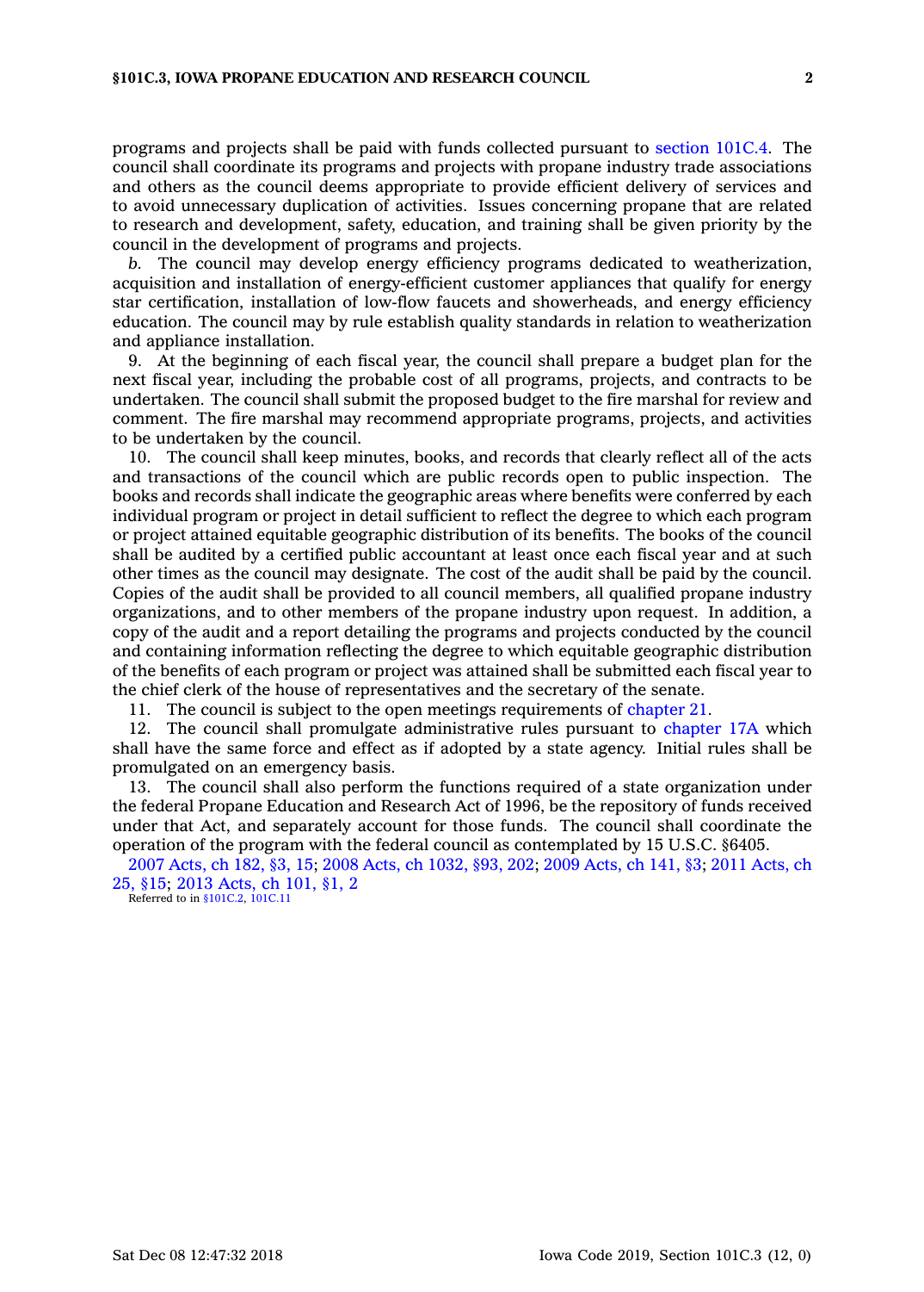programs and projects shall be paid with funds collected pursuant to section 101C.4. The council shall coordinate its programs and projects with propane industry trade associations and others as the council deems appropriate to provide efficient delivery of services and to avoid unnecessary duplication of activities. Issues concerning propane that are related to research and development, safety, education, and training shall be given priority by the council in the development of programs and projects.

*b.* The council may develop energy efficiency programs dedicated to weatherization, acquisition and installation of energy-efficient customer appliances that qualify for energy star certification, installation of low-flow faucets and showerheads, and energy efficiency education. The council may by rule establish quality standards in relation to weatherization and appliance installation.

9. At the beginning of each fiscal year, the council shall prepare a budget plan for the next fiscal year, including the probable cost of all programs, projects, and contracts to be undertaken. The council shall submit the proposed budget to the fire marshal for review and comment. The fire marshal may recommend appropriate programs, projects, and activities to be undertaken by the council.

10. The council shall keep minutes, books, and records that clearly reflect all of the acts and transactions of the council which are public records open to public inspection. The books and records shall indicate the geographic areas where benefits were conferred by each individual program or project in detail sufficient to reflect the degree to which each program or project attained equitable geographic distribution of its benefits. The books of the council shall be audited by a certified public accountant at least once each fiscal year and at such other times as the council may designate. The cost of the audit shall be paid by the council. Copies of the audit shall be provided to all council members, all qualified propane industry organizations, and to other members of the propane industry upon request. In addition, a copy of the audit and a report detailing the programs and projects conducted by the council and containing information reflecting the degree to which equitable geographic distribution of the benefits of each program or project was attained shall be submitted each fiscal year to the chief clerk of the house of representatives and the secretary of the senate.

11. The council is subject to the open meetings requirements of chapter 21.

12. The council shall promulgate administrative rules pursuant to chapter 17A which shall have the same force and effect as if adopted by a state agency. Initial rules shall be promulgated on an emergency basis.

13. The council shall also perform the functions required of a state organization under the federal Propane Education and Research Act of 1996, be the repository of funds received under that Act, and separately account for those funds. The council shall coordinate the operation of the program with the federal council as contemplated by 15 U.S.C. §6405.

2007 Acts, ch 182, §3, 15; 2008 Acts, ch 1032, §93, 202; 2009 Acts, ch 141, §3; 2011 Acts, ch 25, §15; 2013 Acts, ch 101, §1, 2

Referred to in §101C.2, 101C.11